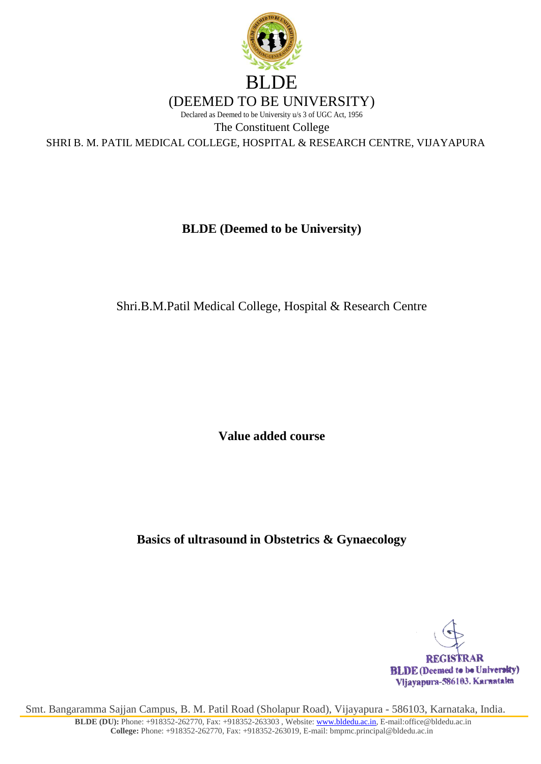# BLDE

## (DEEMED TO BE UNIVERSITY)

Declared as Deemed to be University u/s 3 of UGC Act, 1956

The Constituent College

SHRI B. M. PATIL MEDICAL COLLEGE, HOSPITAL & RESEARCH CENTRE, VIJAYAPURA

**BLDE (Deemed to be University)**

Shri.B.M.Patil Medical College, Hospital & Research Centre

**Value added course**

**Basics of ultrasound in Obstetrics & Gynaecology**

REGISTRAR
BLDE (Deemed to be University)
Vijayapura-586103. Karnataka

Smt. Bangaramma Sajjan Campus, B. M. Patil Road (Sholapur Road), Vijayapura - 586103, Karnataka, India.

**BLDE (DU):** Phone: +918352-262770, Fax: +918352-263303 , Website: www.bldedu.ac.in, E-mail:office@bldedu.ac.in
**College:** Phone: +918352-262770, Fax: +918352-263019, E-mail: bmpmc.principal@bldedu.ac.in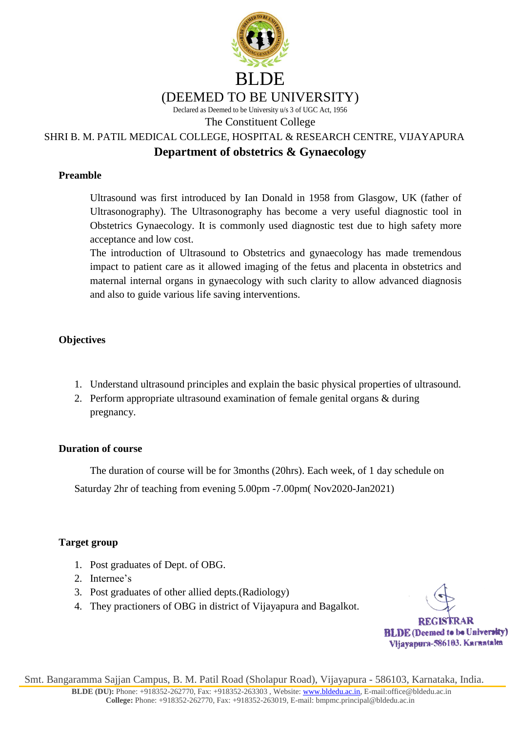# BLDE

## (DEEMED TO BE UNIVERSITY)

Declared as Deemed to be University u/s 3 of UGC Act, 1956

The Constituent College

SHRI B. M. PATIL MEDICAL COLLEGE, HOSPITAL & RESEARCH CENTRE, VIJAYAPURA

**Department of obstetrics & Gynaecology**

### Preamble

Ultrasound was first introduced by Ian Donald in 1958 from Glasgow, UK (father of Ultrasonography). The Ultrasonography has become a very useful diagnostic tool in Obstetrics Gynaecology. It is commonly used diagnostic test due to high safety more acceptance and low cost.

The introduction of Ultrasound to Obstetrics and gynaecology has made tremendous impact to patient care as it allowed imaging of the fetus and placenta in obstetrics and maternal internal organs in gynaecology with such clarity to allow advanced diagnosis and also to guide various life saving interventions.

### Objectives

1. Understand ultrasound principles and explain the basic physical properties of ultrasound.
2. Perform appropriate ultrasound examination of female genital organs & during pregnancy.

### Duration of course

The duration of course will be for 3months (20hrs). Each week, of 1 day schedule on Saturday 2hr of teaching from evening 5.00pm -7.00pm( Nov2020-Jan2021)

### Target group

1. Post graduates of Dept. of OBG.
2. Internee's
3. Post graduates of other allied depts.(Radiology)
4. They practioners of OBG in district of Vijayapura and Bagalkot.

REGISTRAR
BLDE (Deemed to be University)
Vijayapura-586103. Karnataka

Smt. Bangaramma Sajjan Campus, B. M. Patil Road (Sholapur Road), Vijayapura - 586103, Karnataka, India.

**BLDE (DU):** Phone: +918352-262770, Fax: +918352-263303 , Website: www.bldedu.ac.in, E-mail:office@bldedu.ac.in
**College:** Phone: +918352-262770, Fax: +918352-263019, E-mail: bmpmc.principal@bldedu.ac.in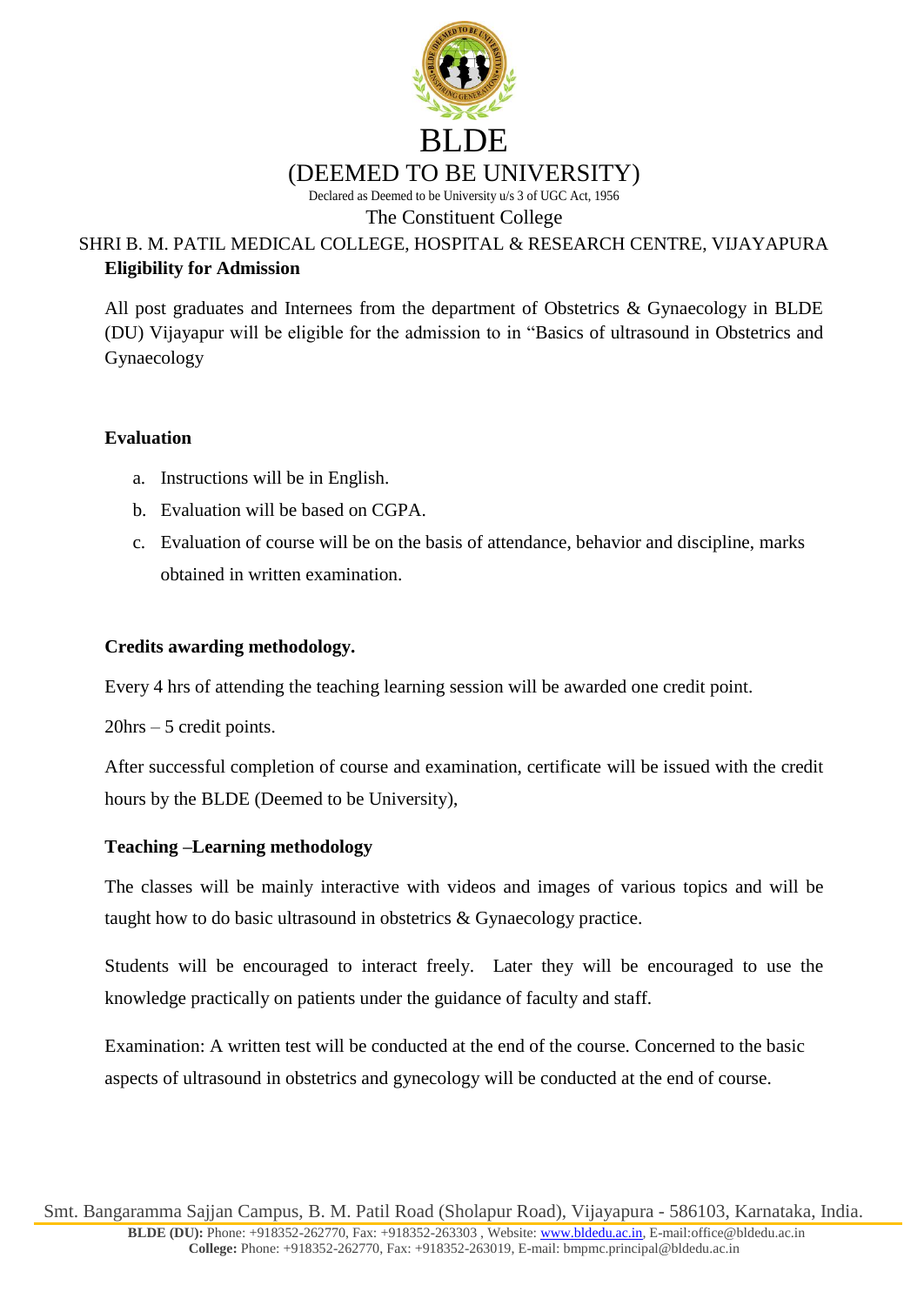# BLDE

## (DEEMED TO BE UNIVERSITY)

Declared as Deemed to be University u/s 3 of UGC Act, 1956

The Constituent College

SHRI B. M. PATIL MEDICAL COLLEGE, HOSPITAL & RESEARCH CENTRE, VIJAYAPURA

**Eligibility for Admission**

All post graduates and Internees from the department of Obstetrics & Gynaecology in BLDE (DU) Vijayapur will be eligible for the admission to in "Basics of ultrasound in Obstetrics and Gynaecology

**Evaluation**

a. Instructions will be in English.
b. Evaluation will be based on CGPA.
c. Evaluation of course will be on the basis of attendance, behavior and discipline, marks obtained in written examination.

**Credits awarding methodology.**

Every 4 hrs of attending the teaching learning session will be awarded one credit point.

20hrs – 5 credit points.

After successful completion of course and examination, certificate will be issued with the credit hours by the BLDE (Deemed to be University),

**Teaching –Learning methodology**

The classes will be mainly interactive with videos and images of various topics and will be taught how to do basic ultrasound in obstetrics & Gynaecology practice.

Students will be encouraged to interact freely. Later they will be encouraged to use the knowledge practically on patients under the guidance of faculty and staff.

Examination: A written test will be conducted at the end of the course. Concerned to the basic aspects of ultrasound in obstetrics and gynecology will be conducted at the end of course.

Smt. Bangaramma Sajjan Campus, B. M. Patil Road (Sholapur Road), Vijayapura - 586103, Karnataka, India.

**BLDE (DU):** Phone: +918352-262770, Fax: +918352-263303 , Website: www.bldedu.ac.in, E-mail:office@bldedu.ac.in
**College:** Phone: +918352-262770, Fax: +918352-263019, E-mail: bmpmc.principal@bldedu.ac.in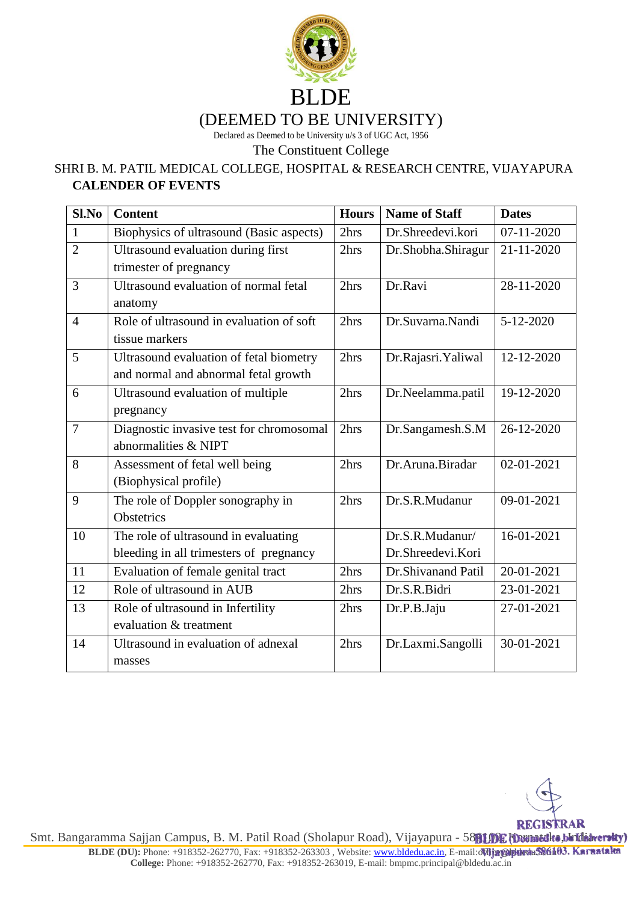# BLDE

## (DEEMED TO BE UNIVERSITY)

Declared as Deemed to be University u/s 3 of UGC Act, 1956

The Constituent College

SHRI B. M. PATIL MEDICAL COLLEGE, HOSPITAL & RESEARCH CENTRE, VIJAYAPURA

**CALENDER OF EVENTS**

| Sl.No | Content | Hours | Name of Staff | Dates |
|---|---|---|---|---|
| 1 | Biophysics of ultrasound (Basic aspects) | 2hrs | Dr.Shreedevi.kori | 07-11-2020 |
| 2 | Ultrasound evaluation during first trimester of pregnancy | 2hrs | Dr.Shobha.Shiragur | 21-11-2020 |
| 3 | Ultrasound evaluation of normal fetal anatomy | 2hrs | Dr.Ravi | 28-11-2020 |
| 4 | Role of ultrasound in evaluation of soft tissue markers | 2hrs | Dr.Suvarna.Nandi | 5-12-2020 |
| 5 | Ultrasound evaluation of fetal biometry and normal and abnormal fetal growth | 2hrs | Dr.Rajasri.Yaliwal | 12-12-2020 |
| 6 | Ultrasound evaluation of multiple pregnancy | 2hrs | Dr.Neelamma.patil | 19-12-2020 |
| 7 | Diagnostic invasive test for chromosomal abnormalities & NIPT | 2hrs | Dr.Sangamesh.S.M | 26-12-2020 |
| 8 | Assessment of fetal well being (Biophysical profile) | 2hrs | Dr.Aruna.Biradar | 02-01-2021 |
| 9 | The role of Doppler sonography in Obstetrics | 2hrs | Dr.S.R.Mudanur | 09-01-2021 |
| 10 | The role of ultrasound in evaluating bleeding in all trimesters of pregnancy | | Dr.S.R.Mudanur/ Dr.Shreedevi.Kori | 16-01-2021 |
| 11 | Evaluation of female genital tract | 2hrs | Dr.Shivanand Patil | 20-01-2021 |
| 12 | Role of ultrasound in AUB | 2hrs | Dr.S.R.Bidri | 23-01-2021 |
| 13 | Role of ultrasound in Infertility evaluation & treatment | 2hrs | Dr.P.B.Jaju | 27-01-2021 |
| 14 | Ultrasound in evaluation of adnexal masses | 2hrs | Dr.Laxmi.Sangolli | 30-01-2021 |

REGISTRAR
BLDE (Deemed to be University)
Vijayapura-586103. Karnataka

Smt. Bangaramma Sajjan Campus, B. M. Patil Road (Sholapur Road), Vijayapura - 586103, Karnataka, India.

**BLDE (DU):** Phone: +918352-262770, Fax: +918352-263303 , Website: www.bldedu.ac.in, E-mail:office@bldedu.ac.in

**College:** Phone: +918352-262770, Fax: +918352-263019, E-mail: bmpmc.principal@bldedu.ac.in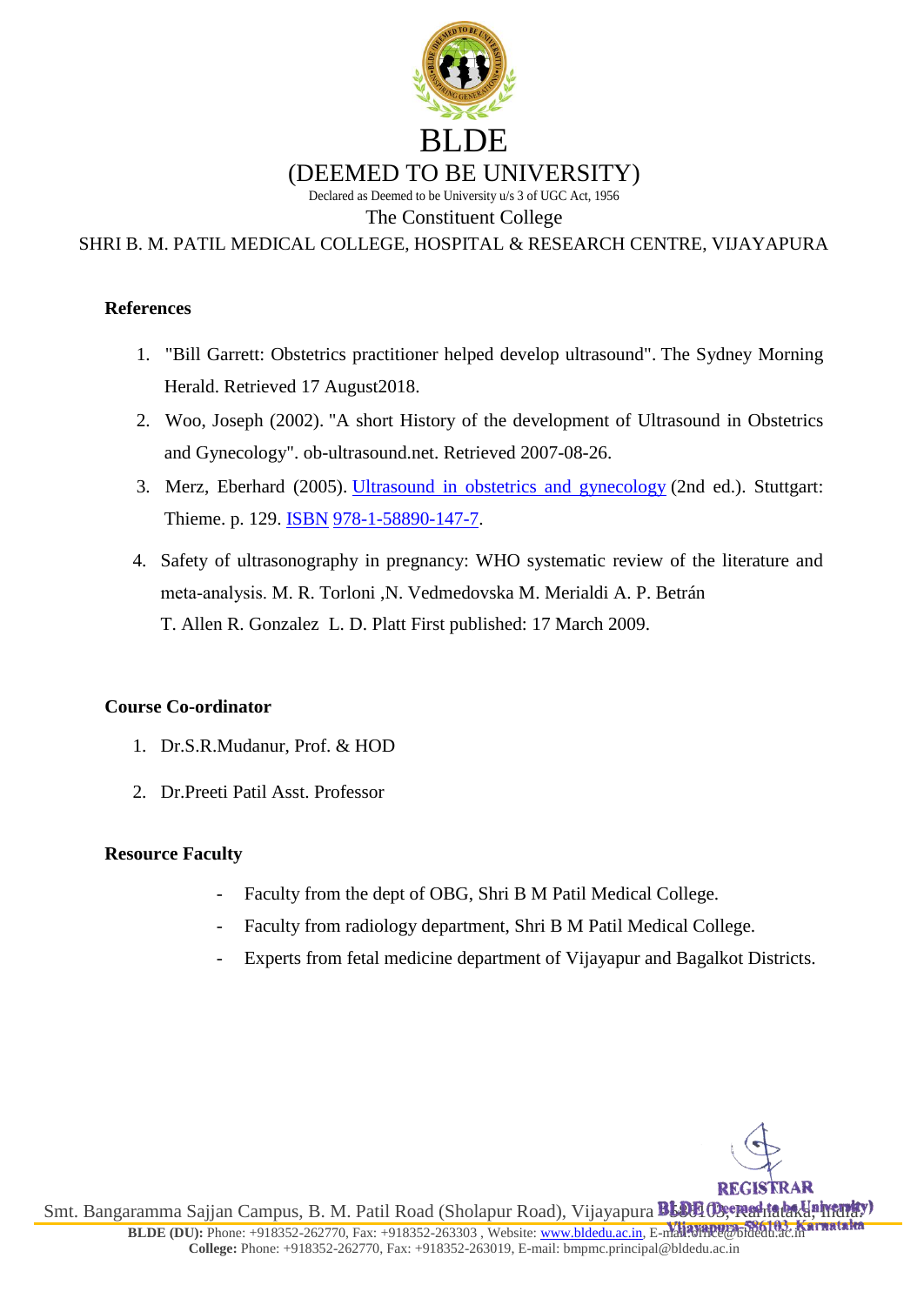## References

1. "Bill Garrett: Obstetrics practitioner helped develop ultrasound". The Sydney Morning Herald. Retrieved 17 August2018.
2. Woo, Joseph (2002). "A short History of the development of Ultrasound in Obstetrics and Gynecology". ob-ultrasound.net. Retrieved 2007-08-26.
3. Merz, Eberhard (2005). Ultrasound in obstetrics and gynecology (2nd ed.). Stuttgart: Thieme. p. 129. ISBN 978-1-58890-147-7.
4. Safety of ultrasonography in pregnancy: WHO systematic review of the literature and meta-analysis. M. R. Torloni ,N. Vedmedovska M. Merialdi A. P. Betrán T. Allen R. Gonzalez L. D. Platt First published: 17 March 2009.

## Course Co-ordinator

1. Dr.S.R.Mudanur, Prof. & HOD
2. Dr.Preeti Patil Asst. Professor

## Resource Faculty

- Faculty from the dept of OBG, Shri B M Patil Medical College.
- Faculty from radiology department, Shri B M Patil Medical College.
- Experts from fetal medicine department of Vijayapur and Bagalkot Districts.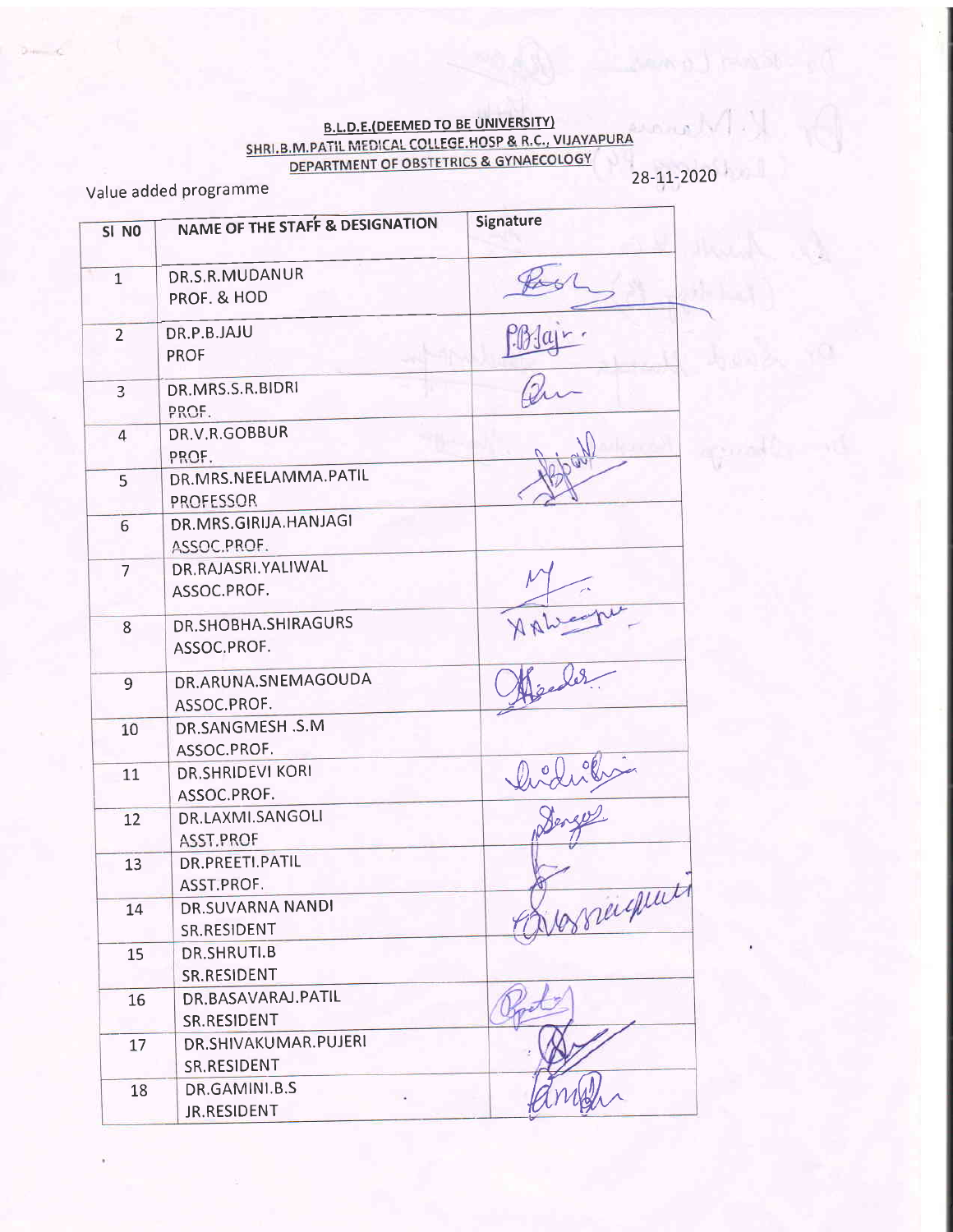**B.L.D.E.(DEEMED TO BE UNIVERSITY)**
**SHRI.B.M.PATIL MEDICAL COLLEGE.HOSP & R.C., VIJAYAPURA**
**DEPARTMENT OF OBSTETRICS & GYNAECOLOGY**

Value added programme

28-11-2020

| Sl NO | NAME OF THE STAFF & DESIGNATION | Signature |
|---|---|---|
| 1 | DR.S.R.MUDANUR<br>PROF. & HOD | |
| 2 | DR.P.B.JAJU<br>PROF | P.B.Jaju |
| 3 | DR.MRS.S.R.BIDRI<br>PROF. | |
| 4 | DR.V.R.GOBBUR<br>PROF. | |
| 5 | DR.MRS.NEELAMMA.PATIL<br>PROFESSOR | |
| 6 | DR.MRS.GIRIJA.HANJAGI<br>ASSOC.PROF. | |
| 7 | DR.RAJASRI.YALIWAL<br>ASSOC.PROF. | |
| 8 | DR.SHOBHA.SHIRAGURS<br>ASSOC.PROF. | |
| 9 | DR.ARUNA.SNEMAGOUDA<br>ASSOC.PROF. | |
| 10 | DR.SANGMESH .S.M<br>ASSOC.PROF. | |
| 11 | DR.SHRIDEVI KORI<br>ASSOC.PROF. | |
| 12 | DR.LAXMI.SANGOLI<br>ASST.PROF | |
| 13 | DR.PREETI.PATIL<br>ASST.PROF. | |
| 14 | DR.SUVARNA NANDI<br>SR.RESIDENT | |
| 15 | DR.SHRUTI.B<br>SR.RESIDENT | |
| 16 | DR.BASAVARAJ.PATIL<br>SR.RESIDENT | |
| 17 | DR.SHIVAKUMAR.PUJERI<br>SR.RESIDENT | |
| 18 | DR.GAMINI.B.S<br>JR.RESIDENT | |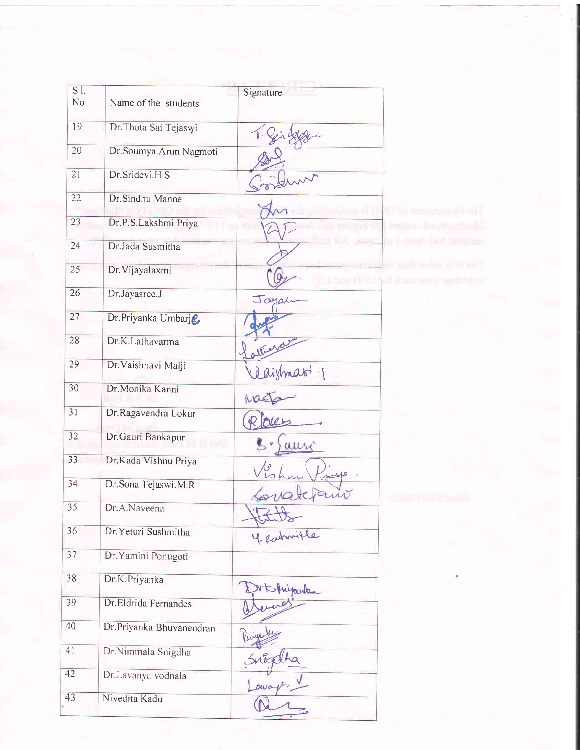| Sl. No | Name of the students | Signature |
|---|---|---|
| 19 | Dr.Thota Sai Tejaswi | T. Sai Tejaswi |
| 20 | Dr.Soumya.Arun Nagmoti | |
| 21 | Dr.Sridevi.H.S | Sridevi |
| 22 | Dr.Sindhu Manne | |
| 23 | Dr.P.S.Lakshmi Priya | |
| 24 | Dr.Jada Susmitha | |
| 25 | Dr.Vijayalaxmi | |
| 26 | Dr.Jayasree.J | Jayasree |
| 27 | Dr.Priyanka Umbarje | |
| 28 | Dr.K.Lathavarma | Lathavarma |
| 29 | Dr.Vaishnavi Malji | Vaishnavi |
| 30 | Dr.Monika Kanni | Monika |
| 31 | Dr.Ragavendra Lokur | R Lokur |
| 32 | Dr.Gauri Bankapur | S. Gauri |
| 33 | Dr.Kada Vishnu Priya | Vishnu Priya. |
| 34 | Dr.Sona Tejaswi.M.R | Sonatejaswi |
| 35 | Dr.A.Naveena | |
| 36 | Dr.Yeturi Sushmitha | Y sushmitha |
| 37 | Dr.Yamini Ponugoti | |
| 38 | Dr.K.Priyanka | Dr K Priyanka |
| 39 | Dr.Eldrida Fernandes | |
| 40 | Dr.Priyanka Bhuvanendran | Priyanka |
| 41 | Dr.Nimmala Snigdha | Snigdha |
| 42 | Dr.Lavanya vodnala | Lavanya. V |
| 43 | Nivedita Kadu | |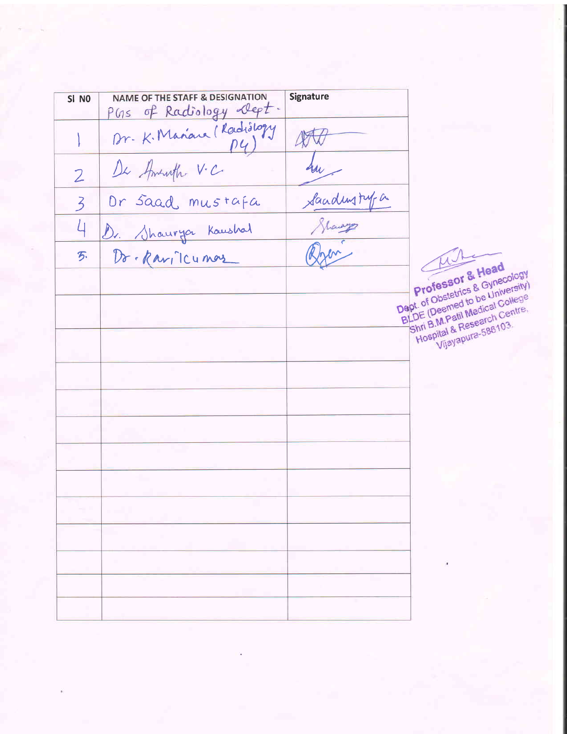| Sl NO | NAME OF THE STAFF & DESIGNATION | Signature |
| --- | --- | --- |
| | PGs of Radiology Dept. | |
| 1 | Dr. K. Manana (Radiology PG) | [signature] |
| 2 | Dr Amruth V.C | [signature] |
| 3 | Dr Saad mustafa | Saadmustafa |
| 4 | Dr. Shaurya Kaushal | [signature] |
| 5. | Dr. Ravikumar | [signature] |
| | | |
| | | |
| | | |
| | | |
| | | |
| | | |
| | | |
| | | |
| | | |
| | | |
| | | |
| | | |

[signature]
Professor & Head
Dept. of Obstetrics & Gynecology
BLDE (Deemed to be University)
Shri B.M.Patil Medical College
Hospital & Research Centre,
Vijayapura-586103.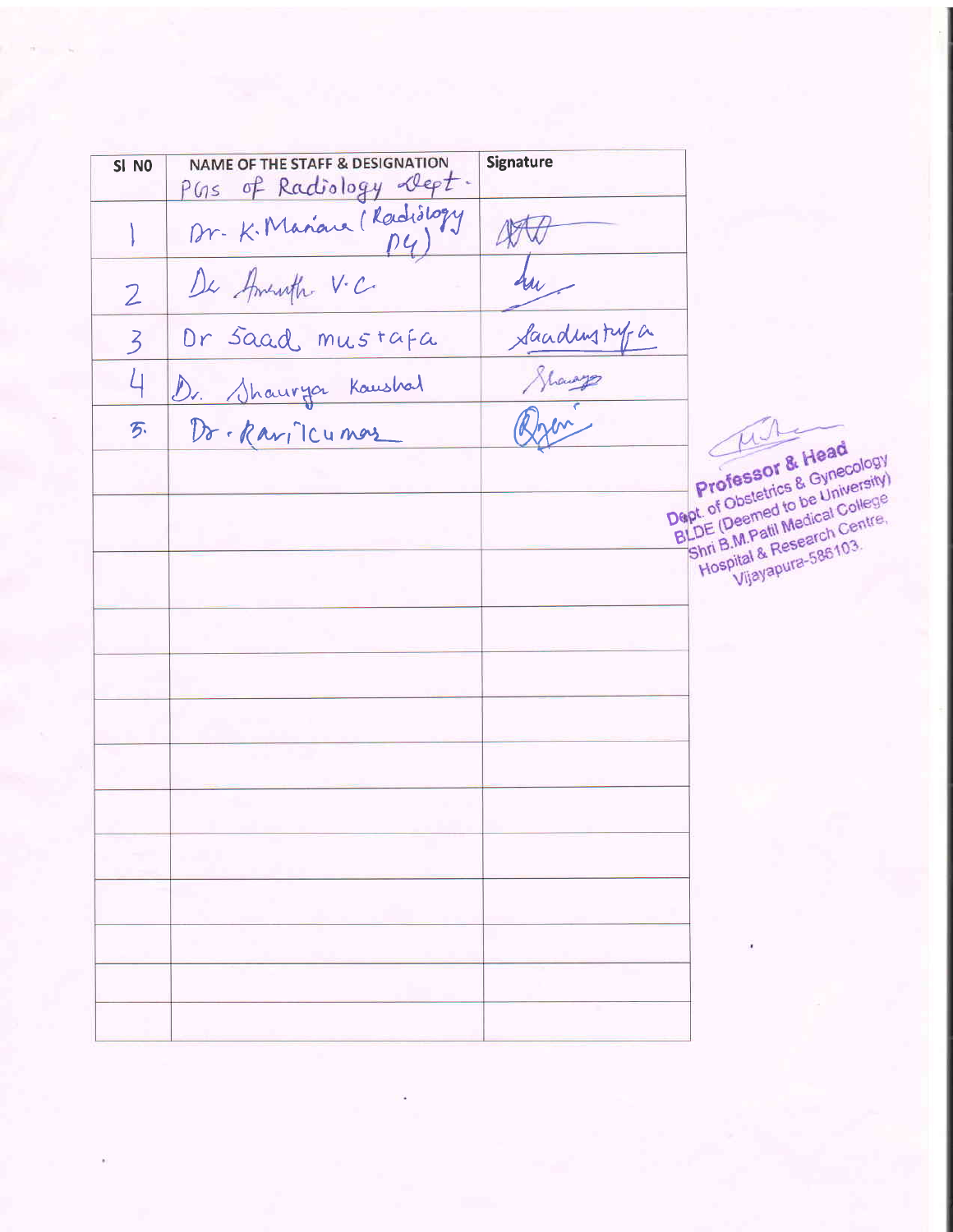| Sl NO | NAME OF THE STAFF & DESIGNATION | Signature |
| --- | --- | --- |
| | PGs of Radiology Dept. | |
| 1 | Dr. K. Mariana (Radiology PG) | [signature] |
| 2 | Dr Ananth V.C | [signature] |
| 3 | Dr Saad mustafa | Saadmustafa |
| 4 | Dr. Shaurya Kaushal | Shaurya |
| 5. | Dr. Ravikumar | [signature] |
| | | |
| | | |
| | | |
| | | |
| | | |
| | | |
| | | |
| | | |
| | | |
| | | |
| | | |
| | | |
| | | |

Professor & Head
Dept. of Obstetrics & Gynecology
BLDE (Deemed to be University)
Shri B.M.Patil Medical College
Hospital & Research Centre,
Vijayapura-586103.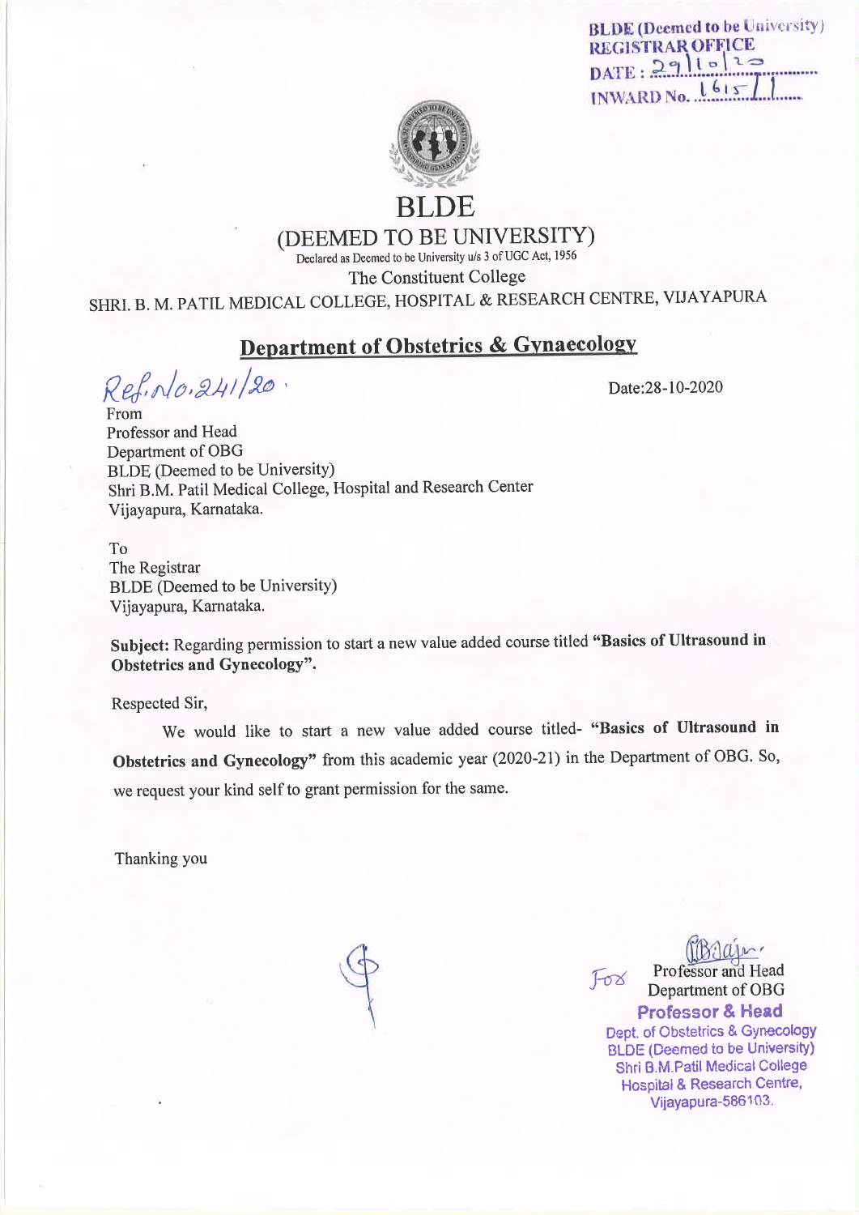BLDE (Deemed to be University)
REGISTRAR OFFICE
DATE : 29/10/20
INWARD No. 1615/1

# BLDE

## (DEEMED TO BE UNIVERSITY)

Declared as Deemed to be University u/s 3 of UGC Act, 1956

The Constituent College

SHRI. B. M. PATIL MEDICAL COLLEGE, HOSPITAL & RESEARCH CENTRE, VIJAYAPURA

## Department of Obstetrics & Gynaecology

Ref.No.241/20.

Date:28-10-2020

From
Professor and Head
Department of OBG
BLDE (Deemed to be University)
Shri B.M. Patil Medical College, Hospital and Research Center
Vijayapura, Karnataka.

To
The Registrar
BLDE (Deemed to be University)
Vijayapura, Karnataka.

**Subject:** Regarding permission to start a new value added course titled **"Basics of Ultrasound in Obstetrics and Gynecology".**

Respected Sir,

We would like to start a new value added course titled- **"Basics of Ultrasound in Obstetrics and Gynecology"** from this academic year (2020-21) in the Department of OBG. So, we request your kind self to grant permission for the same.

Thanking you

For Professor and Head
Department of OBG

**Professor & Head**
Dept. of Obstetrics & Gynecology
BLDE (Deemed to be University)
Shri B.M.Patil Medical College
Hospital & Research Centre,
Vijayapura-586103.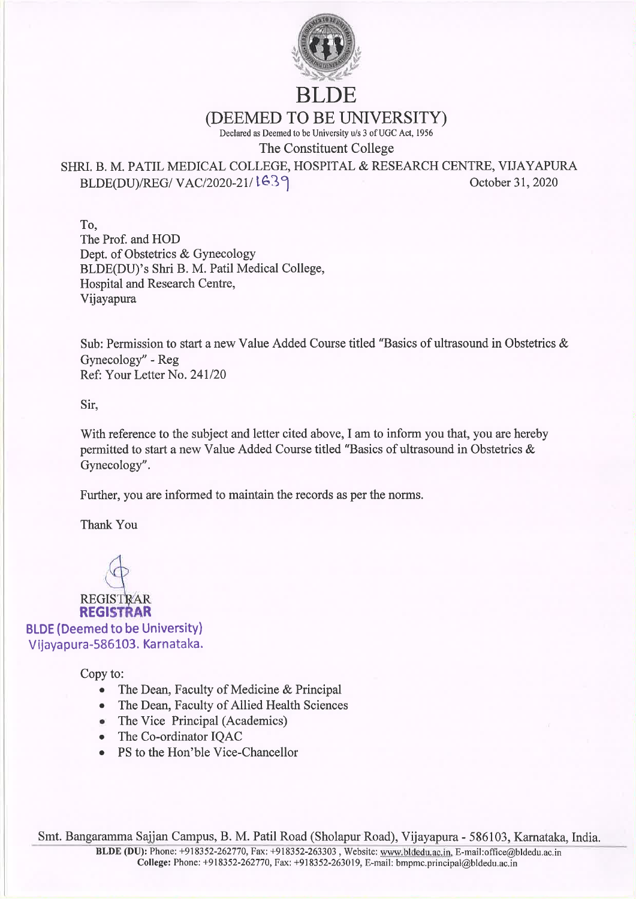# BLDE

## (DEEMED TO BE UNIVERSITY)

Declared as Deemed to be University u/s 3 of UGC Act, 1956

The Constituent College

SHRI. B. M. PATIL MEDICAL COLLEGE, HOSPITAL & RESEARCH CENTRE, VIJAYAPURA

BLDE(DU)/REG/ VAC/2020-21/ 1639 October 31, 2020

To,
The Prof. and HOD
Dept. of Obstetrics & Gynecology
BLDE(DU)'s Shri B. M. Patil Medical College,
Hospital and Research Centre,
Vijayapura

Sub: Permission to start a new Value Added Course titled "Basics of ultrasound in Obstetrics & Gynecology" - Reg
Ref: Your Letter No. 241/20

Sir,

With reference to the subject and letter cited above, I am to inform you that, you are hereby permitted to start a new Value Added Course titled "Basics of ultrasound in Obstetrics & Gynecology".

Further, you are informed to maintain the records as per the norms.

Thank You

REGISTRAR

**REGISTRAR**
**BLDE (Deemed to be University)**
**Vijayapura-586103. Karnataka.**

Copy to:

- The Dean, Faculty of Medicine & Principal
- The Dean, Faculty of Allied Health Sciences
- The Vice Principal (Academics)
- The Co-ordinator IQAC
- PS to the Hon'ble Vice-Chancellor

Smt. Bangaramma Sajjan Campus, B. M. Patil Road (Sholapur Road), Vijayapura - 586103, Karnataka, India.
**BLDE (DU):** Phone: +918352-262770, Fax: +918352-263303 , Website: www.bldedu.ac.in, E-mail:office@bldedu.ac.in
**College:** Phone: +918352-262770, Fax: +918352-263019, E-mail: bmpmc.principal@bldedu.ac.in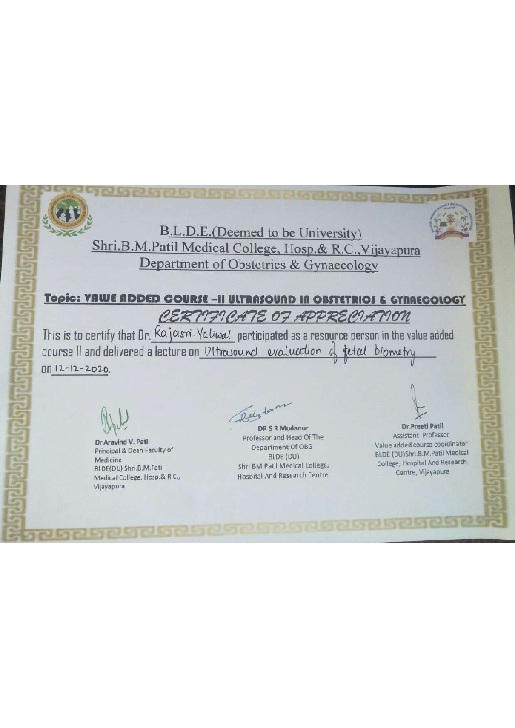# B.L.D.E.(Deemed to be University)
## Shri.B.M.Patil Medical College, Hosp.& R.C.,Vijayapura
## Department of Obstetrics & Gynaecology

**Topic: VALUE ADDED COURSE -II ULTRASOUND IN OBSTETRICS & GYNAECOLOGY**

## CERTIFICATE OF APPRECIATION

This is to certify that Dr. Rajasri Yaliwal participated as a resource person in the value added course II and delivered a lecture on Ultrasound evaluation of fetal biometry on 12-12-2020.

**Dr Aravind V. Patil**
Principal & Dean Faculty of Medicine
BLDE(DU) Shri.B.M.Patil Medical College, Hosp.& R.C., Vijayapura

**DR S R Mudanur**
Professor and Head Of The Department Of OBG
BLDE (DU)
Shri BM Patil Medical College, Hospital And Research Centre.

**Dr.Preeti.Patil**
Assistant Professor
Value added course coordinator
BLDE (DU)Shri.B.M.Patil Medical College, Hospital And Research Centre, Vijayapura